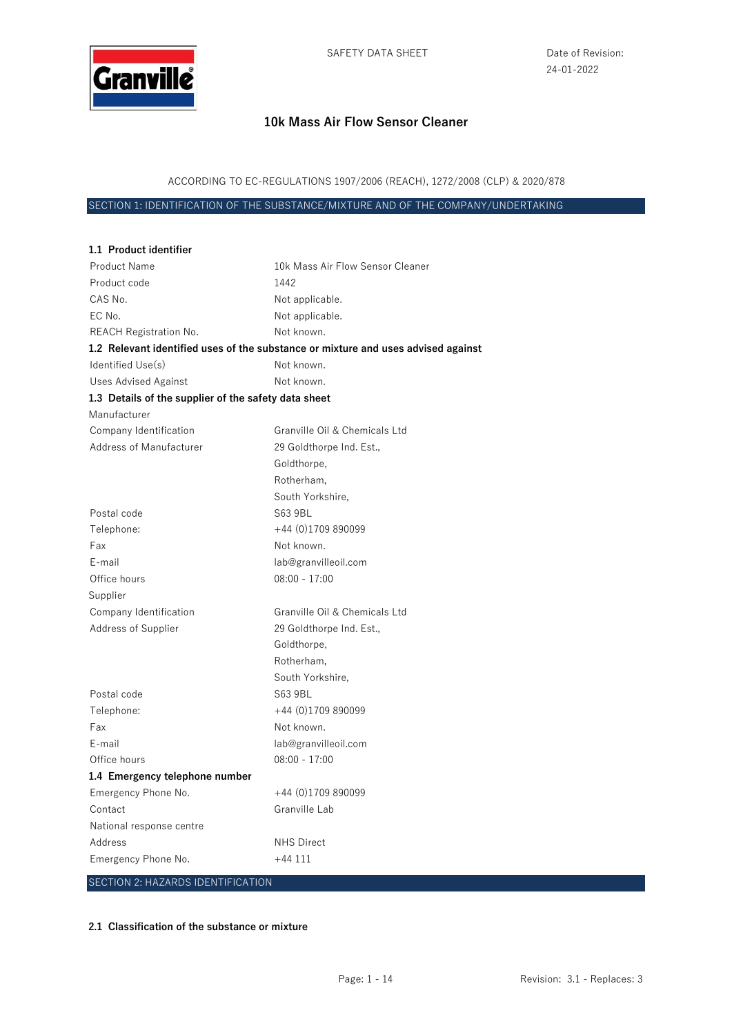SAFETY DATA SHEET

Date of Revision: 24-01-2022

# 10k Mass Air Flow Sensor Cleaner

ACCORDING TO EC-REGULATIONS 1907/2006 (REACH), 1272/2008 (CLP) & 2020/878

## SECTION 1: IDENTIFICATION OF THE SUBSTANCE/MIXTURE AND OF THE COMPANY/UNDERTAKING

### 1.1 Product identifier

| | |
|---|---|
| Product Name | 10k Mass Air Flow Sensor Cleaner |
| Product code | 1442 |
| CAS No. | Not applicable. |
| EC No. | Not applicable. |
| REACH Registration No. | Not known. |

### 1.2 Relevant identified uses of the substance or mixture and uses advised against

| | |
|---|---|
| Identified Use(s) | Not known. |
| Uses Advised Against | Not known. |

### 1.3 Details of the supplier of the safety data sheet

Manufacturer

| | |
|---|---|
| Company Identification | Granville Oil & Chemicals Ltd |
| Address of Manufacturer | 29 Goldthorpe Ind. Est., Goldthorpe, Rotherham, South Yorkshire, |
| Postal code | S63 9BL |
| Telephone: | +44 (0)1709 890099 |
| Fax | Not known. |
| E-mail | lab@granvilleoil.com |
| Office hours | 08:00 - 17:00 |

Supplier

| | |
|---|---|
| Company Identification | Granville Oil & Chemicals Ltd |
| Address of Supplier | 29 Goldthorpe Ind. Est., Goldthorpe, Rotherham, South Yorkshire, |
| Postal code | S63 9BL |
| Telephone: | +44 (0)1709 890099 |
| Fax | Not known. |
| E-mail | lab@granvilleoil.com |
| Office hours | 08:00 - 17:00 |

### 1.4 Emergency telephone number

| | |
|---|---|
| Emergency Phone No. | +44 (0)1709 890099 |
| Contact | Granville Lab |

National response centre

| | |
|---|---|
| Address | NHS Direct |
| Emergency Phone No. | +44 111 |

## SECTION 2: HAZARDS IDENTIFICATION

### 2.1 Classification of the substance or mixture

Revision: 3.1 - Replaces: 3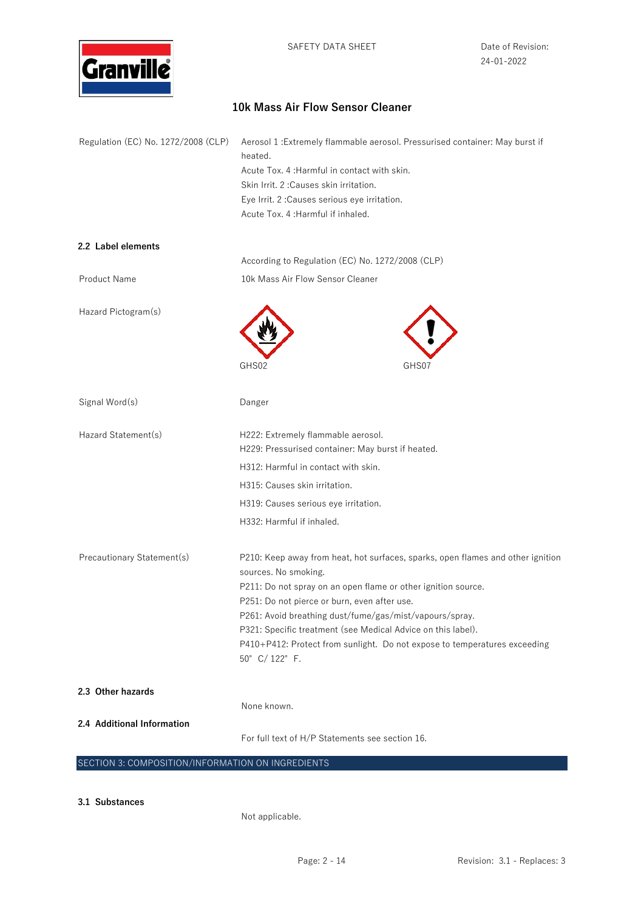| | |
|---|---|
| Regulation (EC) No. 1272/2008 (CLP) | Aerosol 1 :Extremely flammable aerosol. Pressurised container: May burst if heated.<br>Acute Tox. 4 :Harmful in contact with skin.<br>Skin Irrit. 2 :Causes skin irritation.<br>Eye Irrit. 2 :Causes serious eye irritation.<br>Acute Tox. 4 :Harmful if inhaled. |

**2.2 Label elements**

According to Regulation (EC) No. 1272/2008 (CLP)

| | |
|---|---|
| Product Name | 10k Mass Air Flow Sensor Cleaner |
| Hazard Pictogram(s) | GHS02 GHS07 |
| Signal Word(s) | Danger |
| Hazard Statement(s) | H222: Extremely flammable aerosol.<br>H229: Pressurised container: May burst if heated.<br>H312: Harmful in contact with skin.<br>H315: Causes skin irritation.<br>H319: Causes serious eye irritation.<br>H332: Harmful if inhaled. |
| Precautionary Statement(s) | P210: Keep away from heat, hot surfaces, sparks, open flames and other ignition sources. No smoking.<br>P211: Do not spray on an open flame or other ignition source.<br>P251: Do not pierce or burn, even after use.<br>P261: Avoid breathing dust/fume/gas/mist/vapours/spray.<br>P321: Specific treatment (see Medical Advice on this label).<br>P410+P412: Protect from sunlight. Do not expose to temperatures exceeding 50° C/ 122° F. |

**2.3 Other hazards**

None known.

**2.4 Additional Information**

For full text of H/P Statements see section 16.

## SECTION 3: COMPOSITION/INFORMATION ON INGREDIENTS

**3.1 Substances**

Not applicable.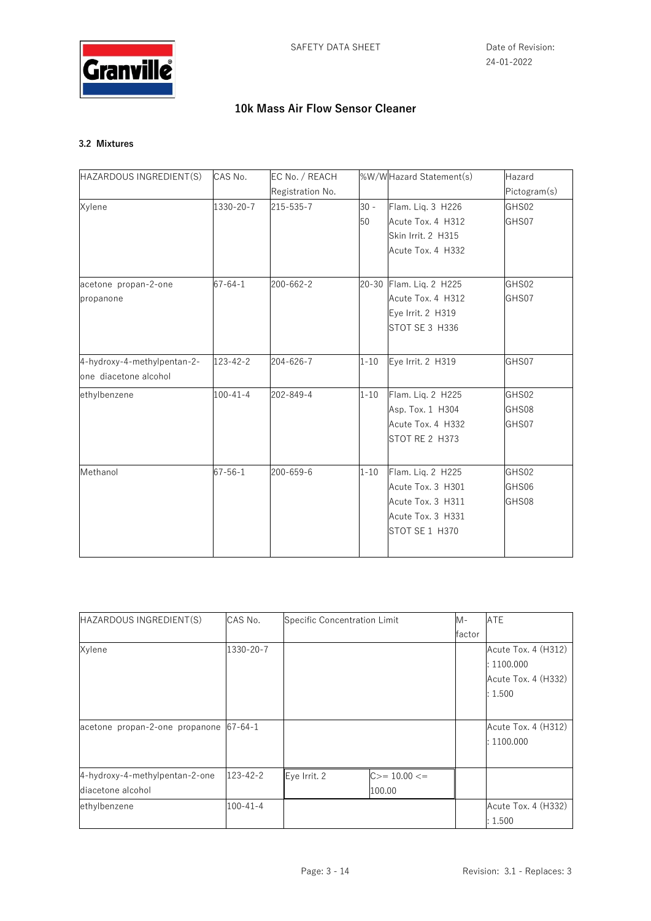# 10k Mass Air Flow Sensor Cleaner

### 3.2 Mixtures

| HAZARDOUS INGREDIENT(S) | CAS No. | EC No. / REACH Registration No. | %W/W | Hazard Statement(s) | Hazard Pictogram(s) |
|---|---|---|---|---|---|
| Xylene | 1330-20-7 | 215-535-7 | 30 - 50 | Flam. Liq. 3 H226<br>Acute Tox. 4 H312<br>Skin Irrit. 2 H315<br>Acute Tox. 4 H332 | GHS02<br>GHS07 |
| acetone propan-2-one propanone | 67-64-1 | 200-662-2 | 20-30 | Flam. Liq. 2 H225<br>Acute Tox. 4 H312<br>Eye Irrit. 2 H319<br>STOT SE 3 H336 | GHS02<br>GHS07 |
| 4-hydroxy-4-methylpentan-2-one diacetone alcohol | 123-42-2 | 204-626-7 | 1-10 | Eye Irrit. 2 H319 | GHS07 |
| ethylbenzene | 100-41-4 | 202-849-4 | 1-10 | Flam. Liq. 2 H225<br>Asp. Tox. 1 H304<br>Acute Tox. 4 H332<br>STOT RE 2 H373 | GHS02<br>GHS08<br>GHS07 |
| Methanol | 67-56-1 | 200-659-6 | 1-10 | Flam. Liq. 2 H225<br>Acute Tox. 3 H301<br>Acute Tox. 3 H311<br>Acute Tox. 3 H331<br>STOT SE 1 H370 | GHS02<br>GHS06<br>GHS08 |

| HAZARDOUS INGREDIENT(S) | CAS No. | Specific Concentration Limit | | M-factor | ATE |
|---|---|---|---|---|---|
| Xylene | 1330-20-7 | | | | Acute Tox. 4 (H312) : 1100.000<br>Acute Tox. 4 (H332) : 1.500 |
| acetone propan-2-one propanone | 67-64-1 | | | | Acute Tox. 4 (H312) : 1100.000 |
| 4-hydroxy-4-methylpentan-2-one diacetone alcohol | 123-42-2 | Eye Irrit. 2 | C>= 10.00 <= 100.00 | | |
| ethylbenzene | 100-41-4 | | | | Acute Tox. 4 (H332) : 1.500 |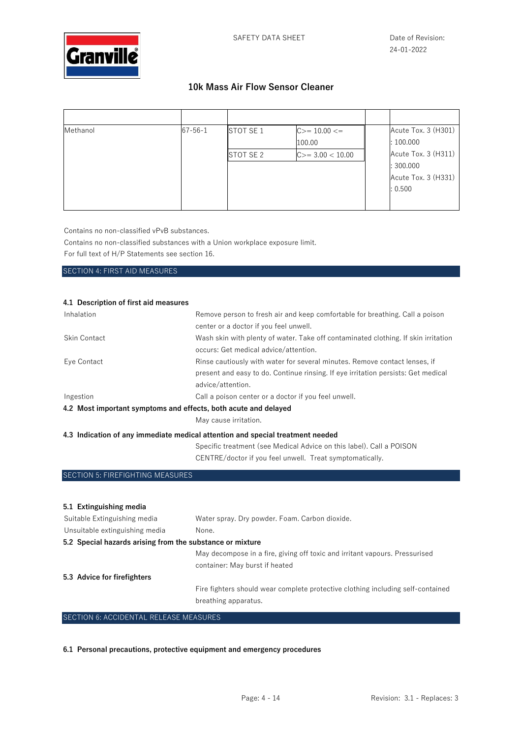| | | | | | |
|---|---|---|---|---|---|
| Methanol | 67-56-1 | STOT SE 1 | C>= 10.00 <= 100.00 | | Acute Tox. 3 (H301) : 100.000 |
| | | STOT SE 2 | C>= 3.00 < 10.00 | | Acute Tox. 3 (H311) : 300.000 |
| | | | | | Acute Tox. 3 (H331) : 0.500 |

Contains no non-classified vPvB substances.

Contains no non-classified substances with a Union workplace exposure limit.

For full text of H/P Statements see section 16.

## SECTION 4: FIRST AID MEASURES

### 4.1 Description of first aid measures

| | |
|---|---|
| Inhalation | Remove person to fresh air and keep comfortable for breathing. Call a poison center or a doctor if you feel unwell. |
| Skin Contact | Wash skin with plenty of water. Take off contaminated clothing. If skin irritation occurs: Get medical advice/attention. |
| Eye Contact | Rinse cautiously with water for several minutes. Remove contact lenses, if present and easy to do. Continue rinsing. If eye irritation persists: Get medical advice/attention. |
| Ingestion | Call a poison center or a doctor if you feel unwell. |

### 4.2 Most important symptoms and effects, both acute and delayed

May cause irritation.

### 4.3 Indication of any immediate medical attention and special treatment needed

Specific treatment (see Medical Advice on this label). Call a POISON CENTRE/doctor if you feel unwell. Treat symptomatically.

## SECTION 5: FIREFIGHTING MEASURES

### 5.1 Extinguishing media

| | |
|---|---|
| Suitable Extinguishing media | Water spray. Dry powder. Foam. Carbon dioxide. |
| Unsuitable extinguishing media | None. |

### 5.2 Special hazards arising from the substance or mixture

May decompose in a fire, giving off toxic and irritant vapours. Pressurised container: May burst if heated

### 5.3 Advice for firefighters

Fire fighters should wear complete protective clothing including self-contained breathing apparatus.

## SECTION 6: ACCIDENTAL RELEASE MEASURES

### 6.1 Personal precautions, protective equipment and emergency procedures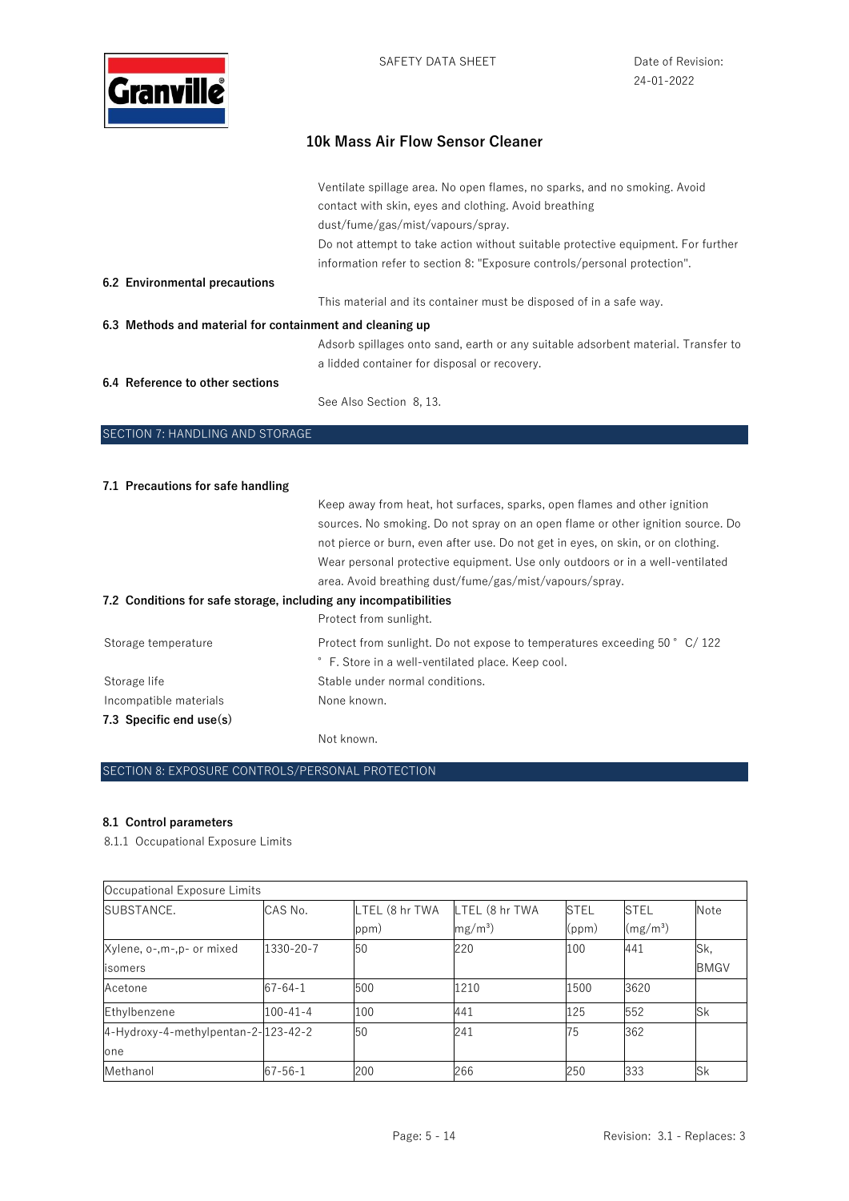Ventilate spillage area. No open flames, no sparks, and no smoking. Avoid contact with skin, eyes and clothing. Avoid breathing dust/fume/gas/mist/vapours/spray.
Do not attempt to take action without suitable protective equipment. For further information refer to section 8: "Exposure controls/personal protection".

**6.2 Environmental precautions**

This material and its container must be disposed of in a safe way.

**6.3 Methods and material for containment and cleaning up**

Adsorb spillages onto sand, earth or any suitable adsorbent material. Transfer to a lidded container for disposal or recovery.

**6.4 Reference to other sections**

See Also Section 8, 13.

## SECTION 7: HANDLING AND STORAGE

**7.1 Precautions for safe handling**

Keep away from heat, hot surfaces, sparks, open flames and other ignition sources. No smoking. Do not spray on an open flame or other ignition source. Do not pierce or burn, even after use. Do not get in eyes, on skin, or on clothing. Wear personal protective equipment. Use only outdoors or in a well-ventilated area. Avoid breathing dust/fume/gas/mist/vapours/spray.

**7.2 Conditions for safe storage, including any incompatibilities**

Protect from sunlight.

Storage temperature: Protect from sunlight. Do not expose to temperatures exceeding 50 ° C/ 122 ° F. Store in a well-ventilated place. Keep cool.

Storage life: Stable under normal conditions.

Incompatible materials: None known.

**7.3 Specific end use(s)**

Not known.

## SECTION 8: EXPOSURE CONTROLS/PERSONAL PROTECTION

**8.1 Control parameters**

8.1.1 Occupational Exposure Limits

| Occupational Exposure Limits | | | | | | |
|---|---|---|---|---|---|---|
| SUBSTANCE. | CAS No. | LTEL (8 hr TWA ppm) | LTEL (8 hr TWA $mg/m^3$) | STEL (ppm) | STEL ($mg/m^3$) | Note |
| Xylene, o-,m-,p- or mixed isomers | 1330-20-7 | 50 | 220 | 100 | 441 | Sk, BMGV |
| Acetone | 67-64-1 | 500 | 1210 | 1500 | 3620 | |
| Ethylbenzene | 100-41-4 | 100 | 441 | 125 | 552 | Sk |
| 4-Hydroxy-4-methylpentan-2-one | 123-42-2 | 50 | 241 | 75 | 362 | |
| Methanol | 67-56-1 | 200 | 266 | 250 | 333 | Sk |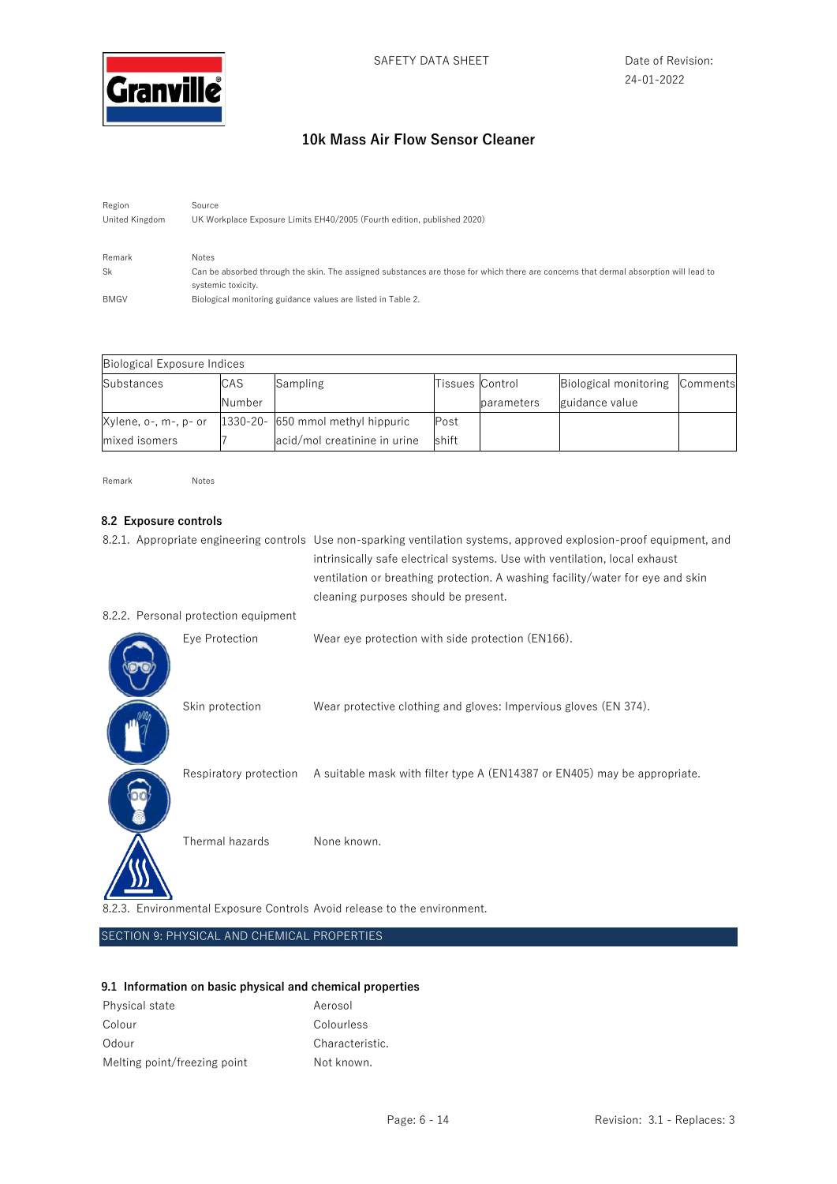| Region | Source |
|---|---|
| United Kingdom | UK Workplace Exposure Limits EH40/2005 (Fourth edition, published 2020) |

| Remark | Notes |
|---|---|
| Sk | Can be absorbed through the skin. The assigned substances are those for which there are concerns that dermal absorption will lead to systemic toxicity. |
| BMGV | Biological monitoring guidance values are listed in Table 2. |

| Biological Exposure Indices | | | | | | |
|---|---|---|---|---|---|---|
| Substances | CAS Number | Sampling | Tissues | Control parameters | Biological monitoring guidance value | Comments |
| Xylene, o-, m-, p- or mixed isomers | 1330-20-7 | 650 mmol methyl hippuric acid/mol creatinine in urine | Post shift | | | |

| Remark | Notes |
|---|---|

### 8.2 Exposure controls

8.2.1. Appropriate engineering controls: Use non-sparking ventilation systems, approved explosion-proof equipment, and intrinsically safe electrical systems. Use with ventilation, local exhaust ventilation or breathing protection. A washing facility/water for eye and skin cleaning purposes should be present.

8.2.2. Personal protection equipment

| | |
|---|---|
| Eye Protection | Wear eye protection with side protection (EN166). |
| Skin protection | Wear protective clothing and gloves: Impervious gloves (EN 374). |
| Respiratory protection | A suitable mask with filter type A (EN14387 or EN405) may be appropriate. |
| Thermal hazards | None known. |

8.2.3. Environmental Exposure Controls: Avoid release to the environment.

## SECTION 9: PHYSICAL AND CHEMICAL PROPERTIES

### 9.1 Information on basic physical and chemical properties

| | |
|---|---|
| Physical state | Aerosol |
| Colour | Colourless |
| Odour | Characteristic. |
| Melting point/freezing point | Not known. |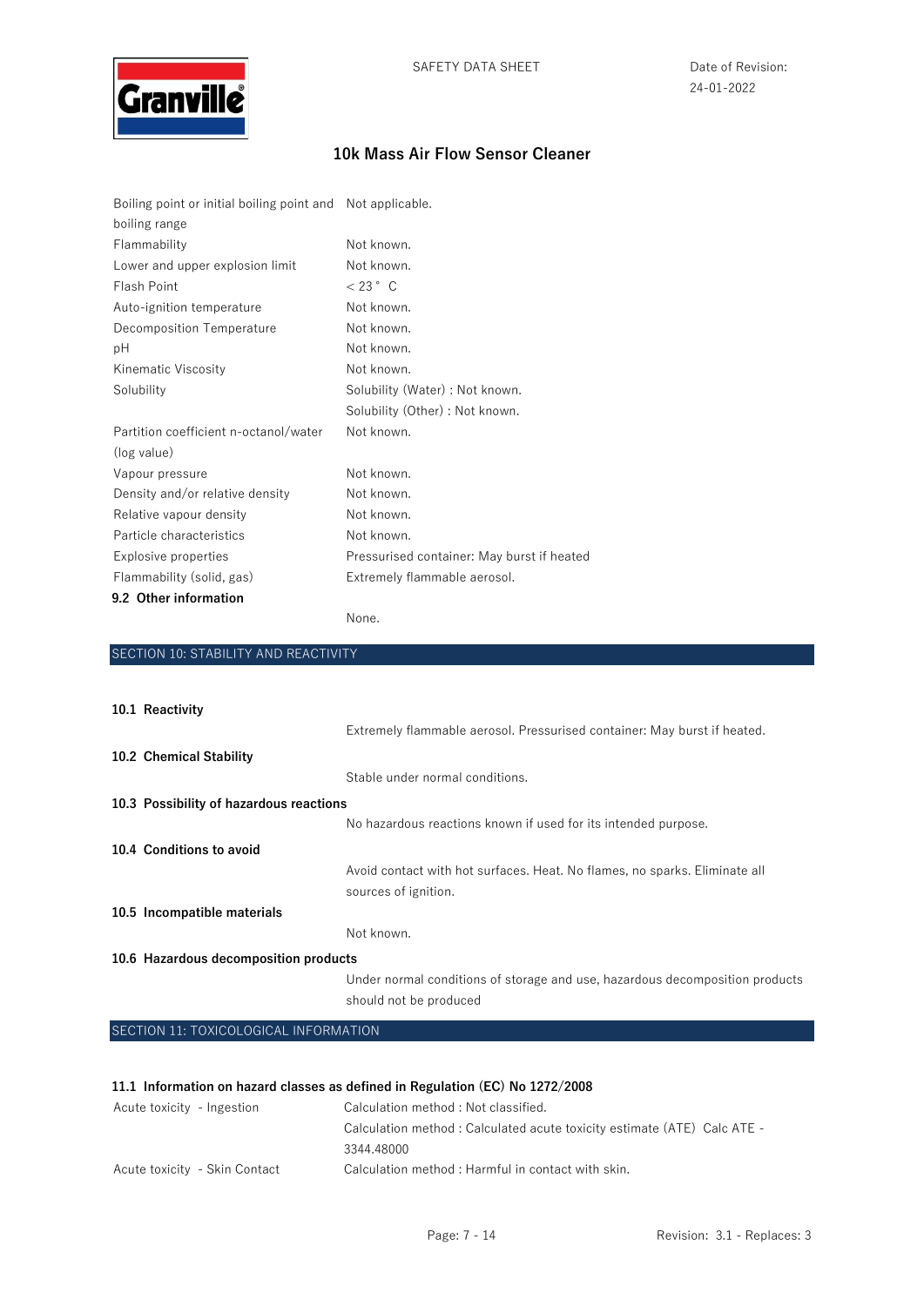| | |
|---|---|
| Boiling point or initial boiling point and boiling range | Not applicable. |
| Flammability | Not known. |
| Lower and upper explosion limit | Not known. |
| Flash Point | < 23 ° C |
| Auto-ignition temperature | Not known. |
| Decomposition Temperature | Not known. |
| pH | Not known. |
| Kinematic Viscosity | Not known. |
| Solubility | Solubility (Water) : Not known.<br>Solubility (Other) : Not known. |
| Partition coefficient n-octanol/water (log value) | Not known. |
| Vapour pressure | Not known. |
| Density and/or relative density | Not known. |
| Relative vapour density | Not known. |
| Particle characteristics | Not known. |
| Explosive properties | Pressurised container: May burst if heated |
| Flammability (solid, gas) | Extremely flammable aerosol. |

**9.2 Other information**

None.

## SECTION 10: STABILITY AND REACTIVITY

**10.1 Reactivity**

Extremely flammable aerosol. Pressurised container: May burst if heated.

**10.2 Chemical Stability**

Stable under normal conditions.

**10.3 Possibility of hazardous reactions**

No hazardous reactions known if used for its intended purpose.

**10.4 Conditions to avoid**

Avoid contact with hot surfaces. Heat. No flames, no sparks. Eliminate all sources of ignition.

**10.5 Incompatible materials**

Not known.

**10.6 Hazardous decomposition products**

Under normal conditions of storage and use, hazardous decomposition products should not be produced

## SECTION 11: TOXICOLOGICAL INFORMATION

**11.1 Information on hazard classes as defined in Regulation (EC) No 1272/2008**

| | |
|---|---|
| Acute toxicity - Ingestion | Calculation method : Not classified.<br>Calculation method : Calculated acute toxicity estimate (ATE) Calc ATE - 3344.48000 |
| Acute toxicity - Skin Contact | Calculation method : Harmful in contact with skin. |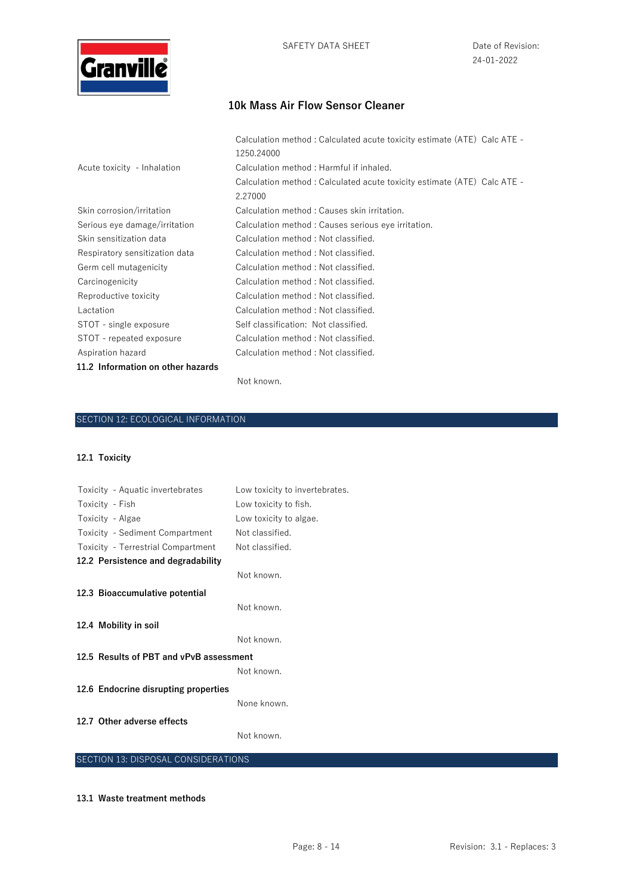| | |
|---|---|
| | Calculation method : Calculated acute toxicity estimate (ATE) Calc ATE - 1250.24000 |
| Acute toxicity - Inhalation | Calculation method : Harmful if inhaled. |
| | Calculation method : Calculated acute toxicity estimate (ATE) Calc ATE - 2.27000 |
| Skin corrosion/irritation | Calculation method : Causes skin irritation. |
| Serious eye damage/irritation | Calculation method : Causes serious eye irritation. |
| Skin sensitization data | Calculation method : Not classified. |
| Respiratory sensitization data | Calculation method : Not classified. |
| Germ cell mutagenicity | Calculation method : Not classified. |
| Carcinogenicity | Calculation method : Not classified. |
| Reproductive toxicity | Calculation method : Not classified. |
| Lactation | Calculation method : Not classified. |
| STOT - single exposure | Self classification: Not classified. |
| STOT - repeated exposure | Calculation method : Not classified. |
| Aspiration hazard | Calculation method : Not classified. |

**11.2 Information on other hazards**

Not known.

## SECTION 12: ECOLOGICAL INFORMATION

**12.1 Toxicity**

| | |
|---|---|
| Toxicity - Aquatic invertebrates | Low toxicity to invertebrates. |
| Toxicity - Fish | Low toxicity to fish. |
| Toxicity - Algae | Low toxicity to algae. |
| Toxicity - Sediment Compartment | Not classified. |
| Toxicity - Terrestrial Compartment | Not classified. |

**12.2 Persistence and degradability**

Not known.

**12.3 Bioaccumulative potential**

Not known.

**12.4 Mobility in soil**

Not known.

**12.5 Results of PBT and vPvB assessment**

Not known.

**12.6 Endocrine disrupting properties**

None known.

**12.7 Other adverse effects**

Not known.

## SECTION 13: DISPOSAL CONSIDERATIONS

**13.1 Waste treatment methods**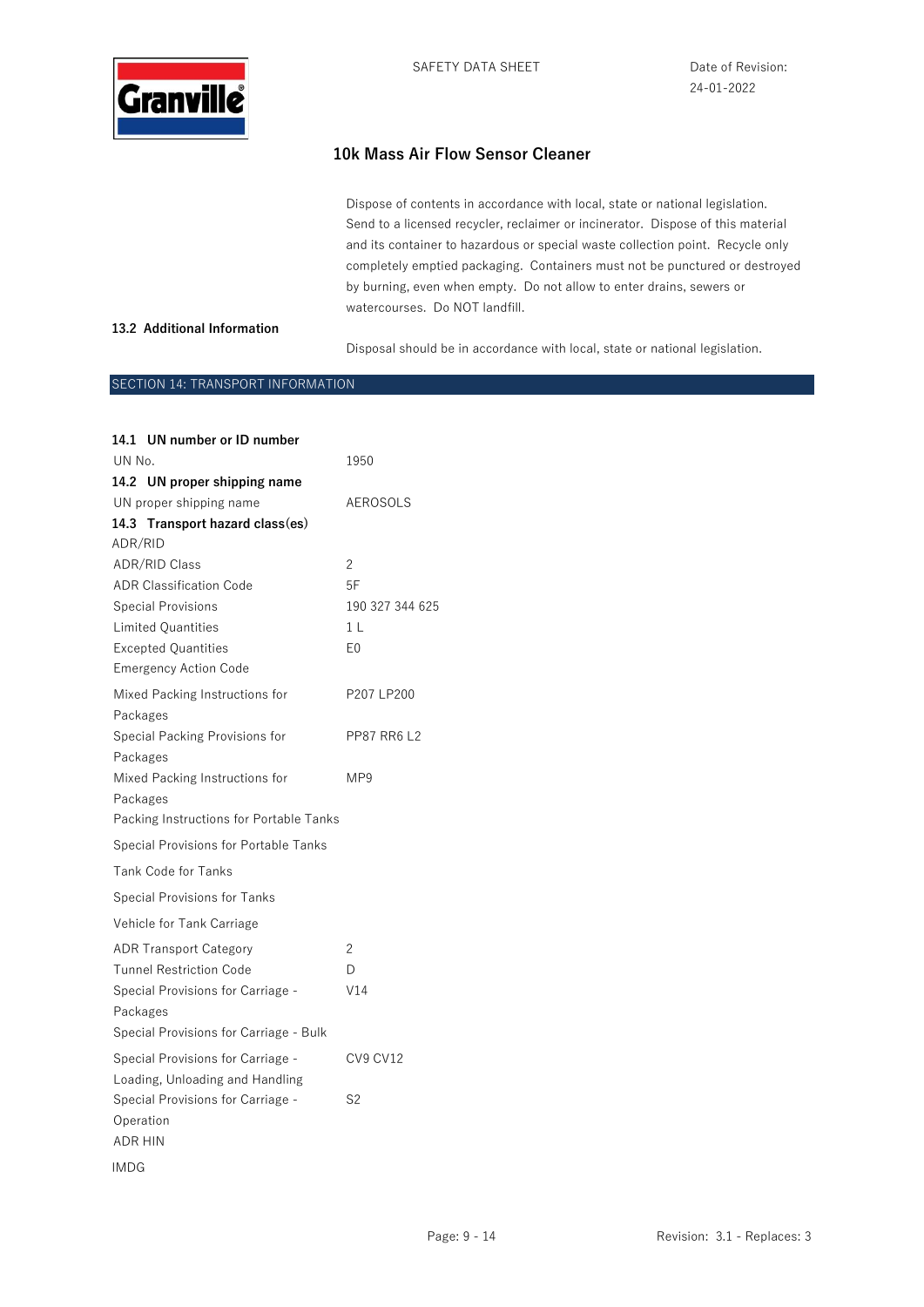Dispose of contents in accordance with local, state or national legislation. Send to a licensed recycler, reclaimer or incinerator. Dispose of this material and its container to hazardous or special waste collection point. Recycle only completely emptied packaging. Containers must not be punctured or destroyed by burning, even when empty. Do not allow to enter drains, sewers or watercourses. Do NOT landfill.

**13.2 Additional Information**

Disposal should be in accordance with local, state or national legislation.

## SECTION 14: TRANSPORT INFORMATION

**14.1 UN number or ID number**

| | |
|---|---|
| UN No. | 1950 |

**14.2 UN proper shipping name**

| | |
|---|---|
| UN proper shipping name | AEROSOLS |

**14.3 Transport hazard class(es)**

ADR/RID

| | |
|---|---|
| ADR/RID Class | 2 |
| ADR Classification Code | 5F |
| Special Provisions | 190 327 344 625 |
| Limited Quantities | 1 L |
| Excepted Quantities | E0 |
| Emergency Action Code | |
| Mixed Packing Instructions for Packages | P207 LP200 |
| Special Packing Provisions for Packages | PP87 RR6 L2 |
| Mixed Packing Instructions for Packages | MP9 |
| Packing Instructions for Portable Tanks | |
| Special Provisions for Portable Tanks | |
| Tank Code for Tanks | |
| Special Provisions for Tanks | |
| Vehicle for Tank Carriage | |
| ADR Transport Category | 2 |
| Tunnel Restriction Code | D |
| Special Provisions for Carriage - Packages | V14 |
| Special Provisions for Carriage - Bulk | |
| Special Provisions for Carriage - Loading, Unloading and Handling | CV9 CV12 |
| Special Provisions for Carriage - Operation | S2 |
| ADR HIN | |

IMDG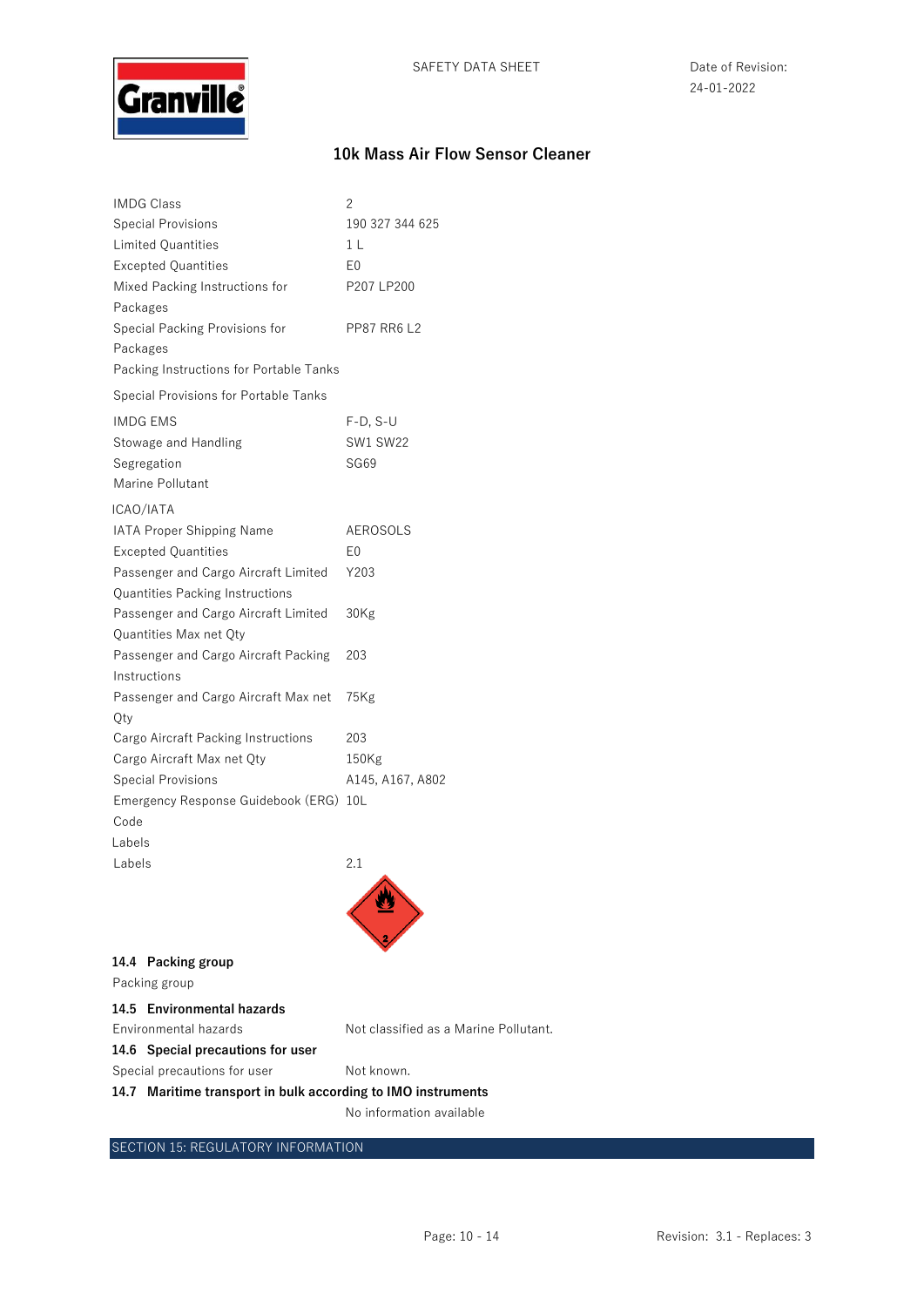## 10k Mass Air Flow Sensor Cleaner

| | |
|---|---|
| IMDG Class | 2 |
| Special Provisions | 190 327 344 625 |
| Limited Quantities | 1 L |
| Excepted Quantities | E0 |
| Mixed Packing Instructions for Packages | P207 LP200 |
| Special Packing Provisions for Packages | PP87 RR6 L2 |
| Packing Instructions for Portable Tanks | |
| Special Provisions for Portable Tanks | |
| IMDG EMS | F-D, S-U |
| Stowage and Handling | SW1 SW22 |
| Segregation | SG69 |
| Marine Pollutant | |

ICAO/IATA

| | |
|---|---|
| IATA Proper Shipping Name | AEROSOLS |
| Excepted Quantities | E0 |
| Passenger and Cargo Aircraft Limited Quantities Packing Instructions | Y203 |
| Passenger and Cargo Aircraft Limited Quantities Max net Qty | 30Kg |
| Passenger and Cargo Aircraft Packing Instructions | 203 |
| Passenger and Cargo Aircraft Max net Qty | 75Kg |
| Cargo Aircraft Packing Instructions | 203 |
| Cargo Aircraft Max net Qty | 150Kg |
| Special Provisions | A145, A167, A802 |
| Emergency Response Guidebook (ERG) Code | 10L |

Labels

| | |
|---|---|
| Labels | 2.1 |

### 14.4 Packing group

Packing group

### 14.5 Environmental hazards

| | |
|---|---|
| Environmental hazards | Not classified as a Marine Pollutant. |

### 14.6 Special precautions for user

| | |
|---|---|
| Special precautions for user | Not known. |

### 14.7 Maritime transport in bulk according to IMO instruments

No information available

## SECTION 15: REGULATORY INFORMATION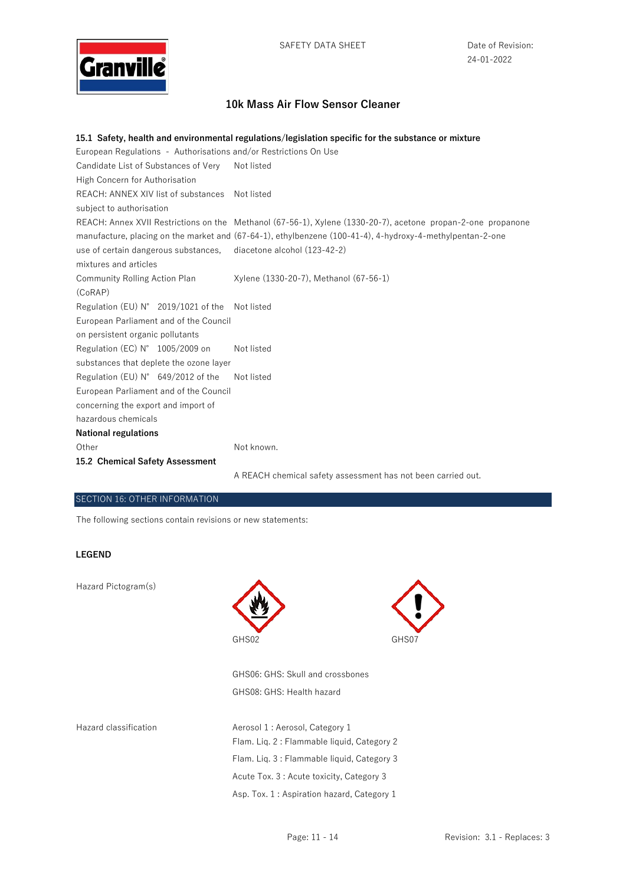## 10k Mass Air Flow Sensor Cleaner

### 15.1 Safety, health and environmental regulations/legislation specific for the substance or mixture

European Regulations - Authorisations and/or Restrictions On Use

| | |
|---|---|
| Candidate List of Substances of Very High Concern for Authorisation | Not listed |
| REACH: ANNEX XIV list of substances subject to authorisation | Not listed |
| REACH: Annex XVII Restrictions on the manufacture, placing on the market and use of certain dangerous substances, mixtures and articles | Methanol (67-56-1), Xylene (1330-20-7), acetone propan-2-one propanone (67-64-1), ethylbenzene (100-41-4), 4-hydroxy-4-methylpentan-2-one diacetone alcohol (123-42-2) |
| Community Rolling Action Plan (CoRAP) | Xylene (1330-20-7), Methanol (67-56-1) |
| Regulation (EU) N° 2019/1021 of the European Parliament and of the Council on persistent organic pollutants | Not listed |
| Regulation (EC) N° 1005/2009 on substances that deplete the ozone layer | Not listed |
| Regulation (EU) N° 649/2012 of the European Parliament and of the Council concerning the export and import of hazardous chemicals | Not listed |

**National regulations**

| | |
|---|---|
| Other | Not known. |

### 15.2 Chemical Safety Assessment

A REACH chemical safety assessment has not been carried out.

## SECTION 16: OTHER INFORMATION

The following sections contain revisions or new statements:

**LEGEND**

Hazard Pictogram(s)

GHS02

GHS07

GHS06: GHS: Skull and crossbones

GHS08: GHS: Health hazard

Hazard classification

Aerosol 1 : Aerosol, Category 1

Flam. Liq. 2 : Flammable liquid, Category 2

Flam. Liq. 3 : Flammable liquid, Category 3

Acute Tox. 3 : Acute toxicity, Category 3

Asp. Tox. 1 : Aspiration hazard, Category 1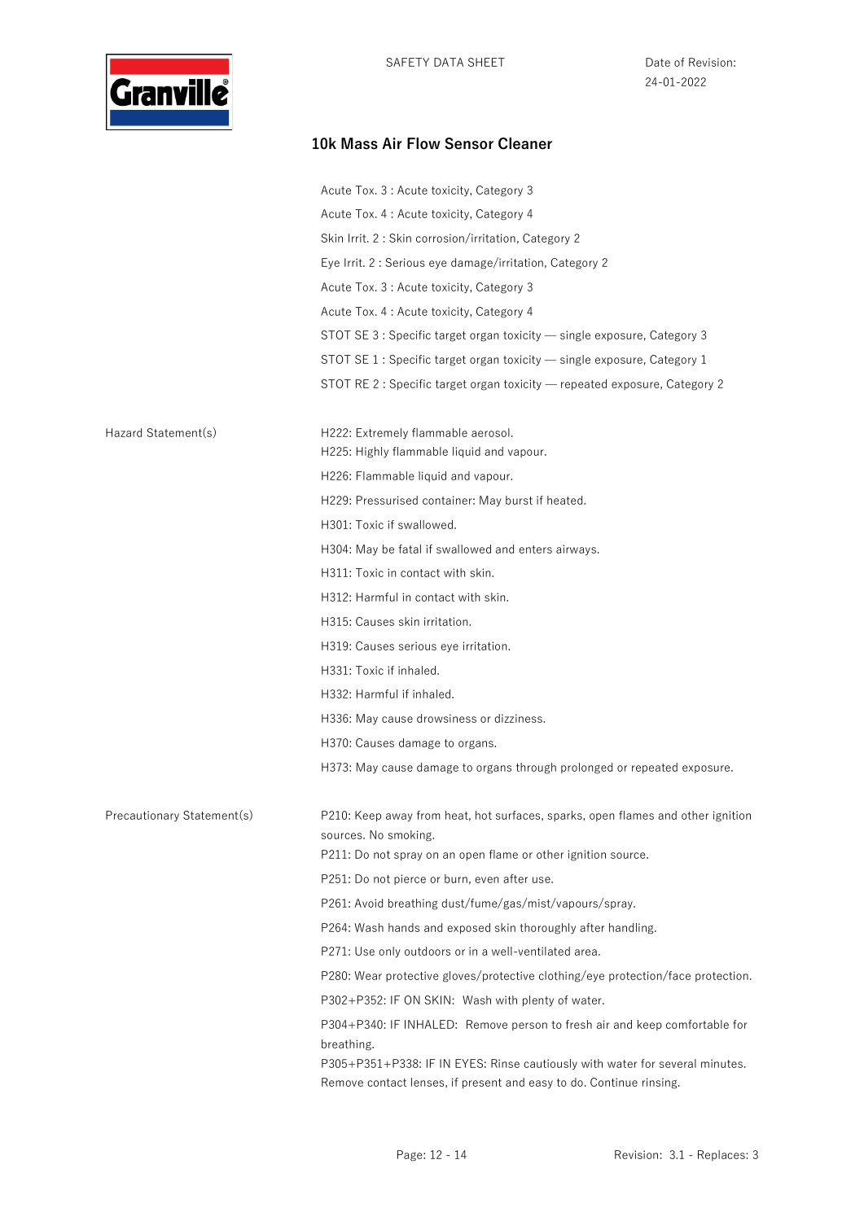Acute Tox. 3 : Acute toxicity, Category 3

Acute Tox. 4 : Acute toxicity, Category 4

Skin Irrit. 2 : Skin corrosion/irritation, Category 2

Eye Irrit. 2 : Serious eye damage/irritation, Category 2

Acute Tox. 3 : Acute toxicity, Category 3

Acute Tox. 4 : Acute toxicity, Category 4

STOT SE 3 : Specific target organ toxicity — single exposure, Category 3

STOT SE 1 : Specific target organ toxicity — single exposure, Category 1

STOT RE 2 : Specific target organ toxicity — repeated exposure, Category 2

**Hazard Statement(s)**

H222: Extremely flammable aerosol.

H225: Highly flammable liquid and vapour.

H226: Flammable liquid and vapour.

H229: Pressurised container: May burst if heated.

H301: Toxic if swallowed.

H304: May be fatal if swallowed and enters airways.

H311: Toxic in contact with skin.

H312: Harmful in contact with skin.

H315: Causes skin irritation.

H319: Causes serious eye irritation.

H331: Toxic if inhaled.

H332: Harmful if inhaled.

H336: May cause drowsiness or dizziness.

H370: Causes damage to organs.

H373: May cause damage to organs through prolonged or repeated exposure.

**Precautionary Statement(s)**

P210: Keep away from heat, hot surfaces, sparks, open flames and other ignition sources. No smoking.

P211: Do not spray on an open flame or other ignition source.

P251: Do not pierce or burn, even after use.

P261: Avoid breathing dust/fume/gas/mist/vapours/spray.

P264: Wash hands and exposed skin thoroughly after handling.

P271: Use only outdoors or in a well-ventilated area.

P280: Wear protective gloves/protective clothing/eye protection/face protection.

P302+P352: IF ON SKIN: Wash with plenty of water.

P304+P340: IF INHALED: Remove person to fresh air and keep comfortable for breathing.

P305+P351+P338: IF IN EYES: Rinse cautiously with water for several minutes. Remove contact lenses, if present and easy to do. Continue rinsing.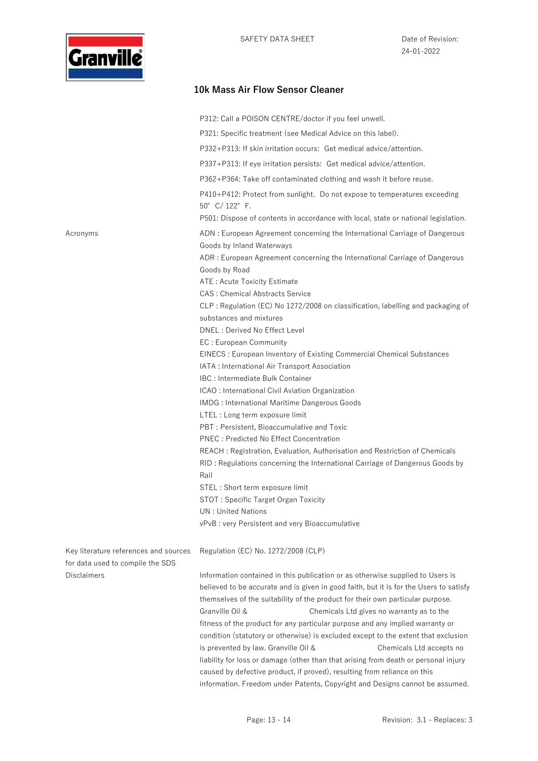P312: Call a POISON CENTRE/doctor if you feel unwell.

P321: Specific treatment (see Medical Advice on this label).

P332+P313: If skin irritation occurs:  Get medical advice/attention.

P337+P313: If eye irritation persists:  Get medical advice/attention.

P362+P364: Take off contaminated clothing and wash it before reuse.

P410+P412: Protect from sunlight.  Do not expose to temperatures exceeding 50° C/ 122° F.

P501: Dispose of contents in accordance with local, state or national legislation.

**Acronyms**

ADN : European Agreement concerning the International Carriage of Dangerous Goods by Inland Waterways
ADR : European Agreement concerning the International Carriage of Dangerous Goods by Road
ATE : Acute Toxicity Estimate
CAS : Chemical Abstracts Service
CLP : Regulation (EC) No 1272/2008 on classification, labelling and packaging of substances and mixtures
DNEL : Derived No Effect Level
EC : European Community
EINECS : European Inventory of Existing Commercial Chemical Substances
IATA : International Air Transport Association
IBC : Intermediate Bulk Container
ICAO : International Civil Aviation Organization
IMDG : International Maritime Dangerous Goods
LTEL : Long term exposure limit
PBT : Persistent, Bioaccumulative and Toxic
PNEC : Predicted No Effect Concentration
REACH : Registration, Evaluation, Authorisation and Restriction of Chemicals
RID : Regulations concerning the International Carriage of Dangerous Goods by Rail
STEL : Short term exposure limit
STOT : Specific Target Organ Toxicity
UN : United Nations
vPvB : very Persistent and very Bioaccumulative

**Key literature references and sources for data used to compile the SDS**

Regulation (EC) No. 1272/2008 (CLP)

**Disclaimers**

Information contained in this publication or as otherwise supplied to Users is believed to be accurate and is given in good faith, but it is for the Users to satisfy themselves of the suitability of the product for their own particular purpose. Granville Oil & Chemicals Ltd gives no warranty as to the fitness of the product for any particular purpose and any implied warranty or condition (statutory or otherwise) is excluded except to the extent that exclusion is prevented by law. Granville Oil & Chemicals Ltd accepts no liability for loss or damage (other than that arising from death or personal injury caused by defective product, if proved), resulting from reliance on this information. Freedom under Patents, Copyright and Designs cannot be assumed.